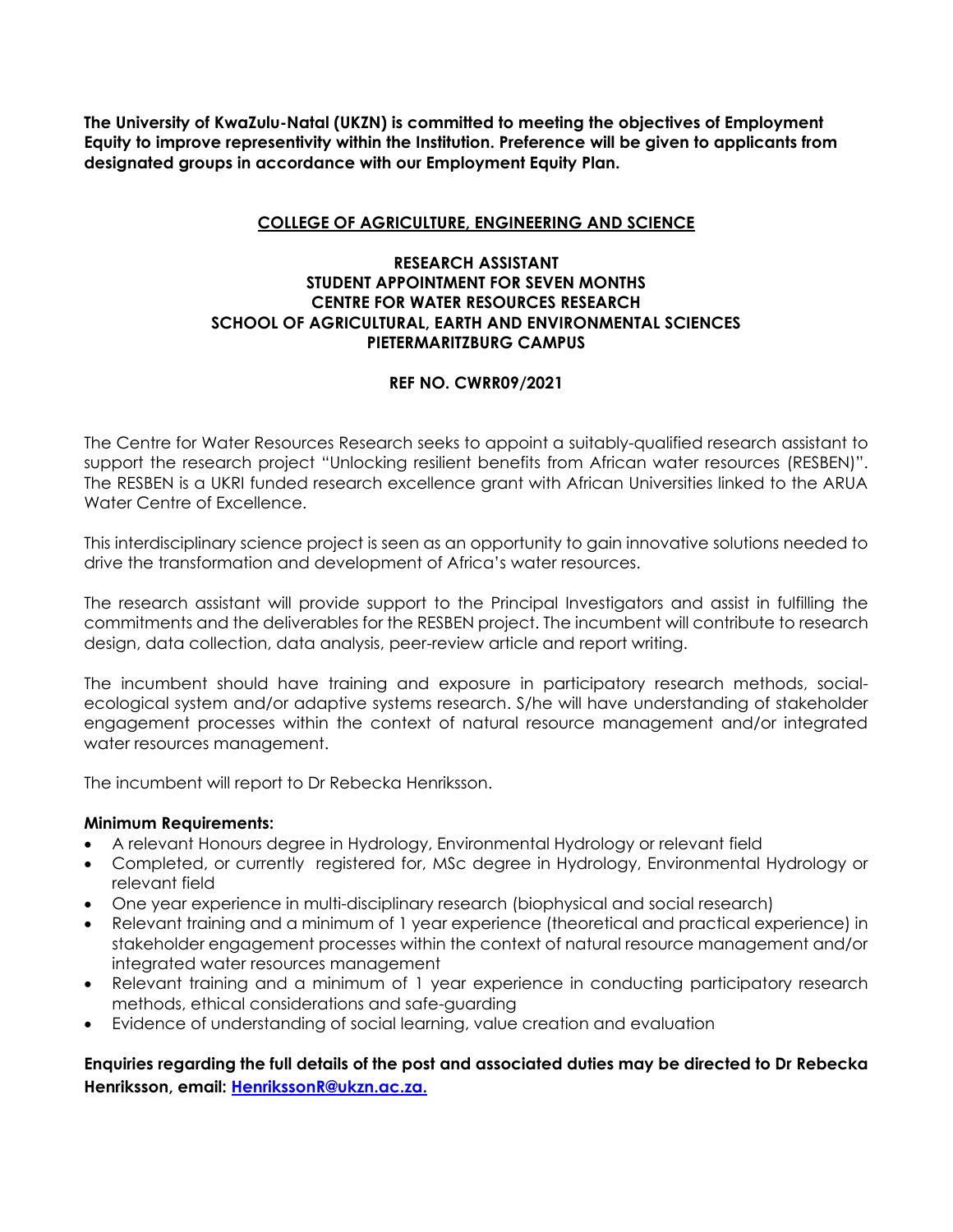**The University of KwaZulu-Natal (UKZN) is committed to meeting the objectives of Employment Equity to improve representivity within the Institution. Preference will be given to applicants from designated groups in accordance with our Employment Equity Plan.**

## COLLEGE OF AGRICULTURE, ENGINEERING AND SCIENCE

### RESEARCH ASSISTANT
### STUDENT APPOINTMENT FOR SEVEN MONTHS
### CENTRE FOR WATER RESOURCES RESEARCH
### SCHOOL OF AGRICULTURAL, EARTH AND ENVIRONMENTAL SCIENCES
### PIETERMARITZBURG CAMPUS

**REF NO. CWRR09/2021**

The Centre for Water Resources Research seeks to appoint a suitably-qualified research assistant to support the research project "Unlocking resilient benefits from African water resources (RESBEN)". The RESBEN is a UKRI funded research excellence grant with African Universities linked to the ARUA Water Centre of Excellence.

This interdisciplinary science project is seen as an opportunity to gain innovative solutions needed to drive the transformation and development of Africa's water resources.

The research assistant will provide support to the Principal Investigators and assist in fulfilling the commitments and the deliverables for the RESBEN project. The incumbent will contribute to research design, data collection, data analysis, peer-review article and report writing.

The incumbent should have training and exposure in participatory research methods, social-ecological system and/or adaptive systems research. S/he will have understanding of stakeholder engagement processes within the context of natural resource management and/or integrated water resources management.

The incumbent will report to Dr Rebecka Henriksson.

**Minimum Requirements:**

- A relevant Honours degree in Hydrology, Environmental Hydrology or relevant field
- Completed, or currently registered for, MSc degree in Hydrology, Environmental Hydrology or relevant field
- One year experience in multi-disciplinary research (biophysical and social research)
- Relevant training and a minimum of 1 year experience (theoretical and practical experience) in stakeholder engagement processes within the context of natural resource management and/or integrated water resources management
- Relevant training and a minimum of 1 year experience in conducting participatory research methods, ethical considerations and safe-guarding
- Evidence of understanding of social learning, value creation and evaluation

**Enquiries regarding the full details of the post and associated duties may be directed to Dr Rebecka Henriksson, email: [HenrikssonR@ukzn.ac.za.](mailto:HenrikssonR@ukzn.ac.za)**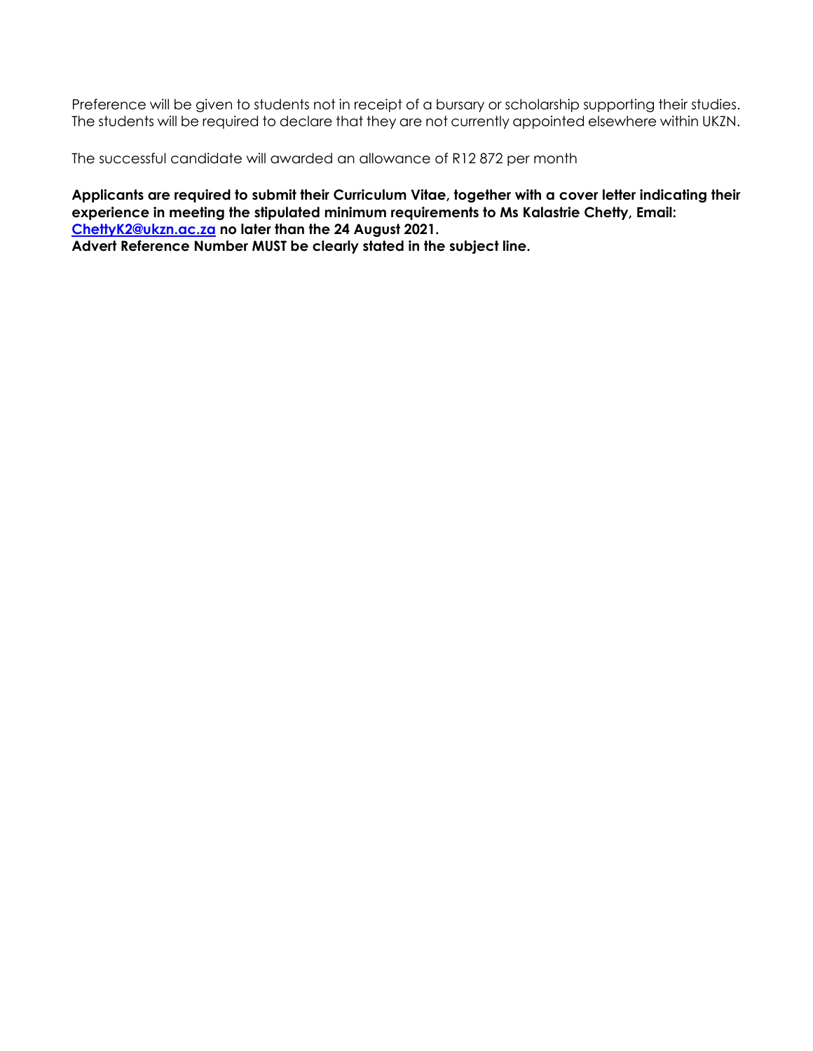Preference will be given to students not in receipt of a bursary or scholarship supporting their studies. The students will be required to declare that they are not currently appointed elsewhere within UKZN.

The successful candidate will awarded an allowance of R12 872 per month

**Applicants are required to submit their Curriculum Vitae, together with a cover letter indicating their experience in meeting the stipulated minimum requirements to Ms Kalastrie Chetty, Email: [ChettyK2@ukzn.ac.za](mailto:ChettyK2@ukzn.ac.za) no later than the 24 August 2021.**
**Advert Reference Number MUST be clearly stated in the subject line.**